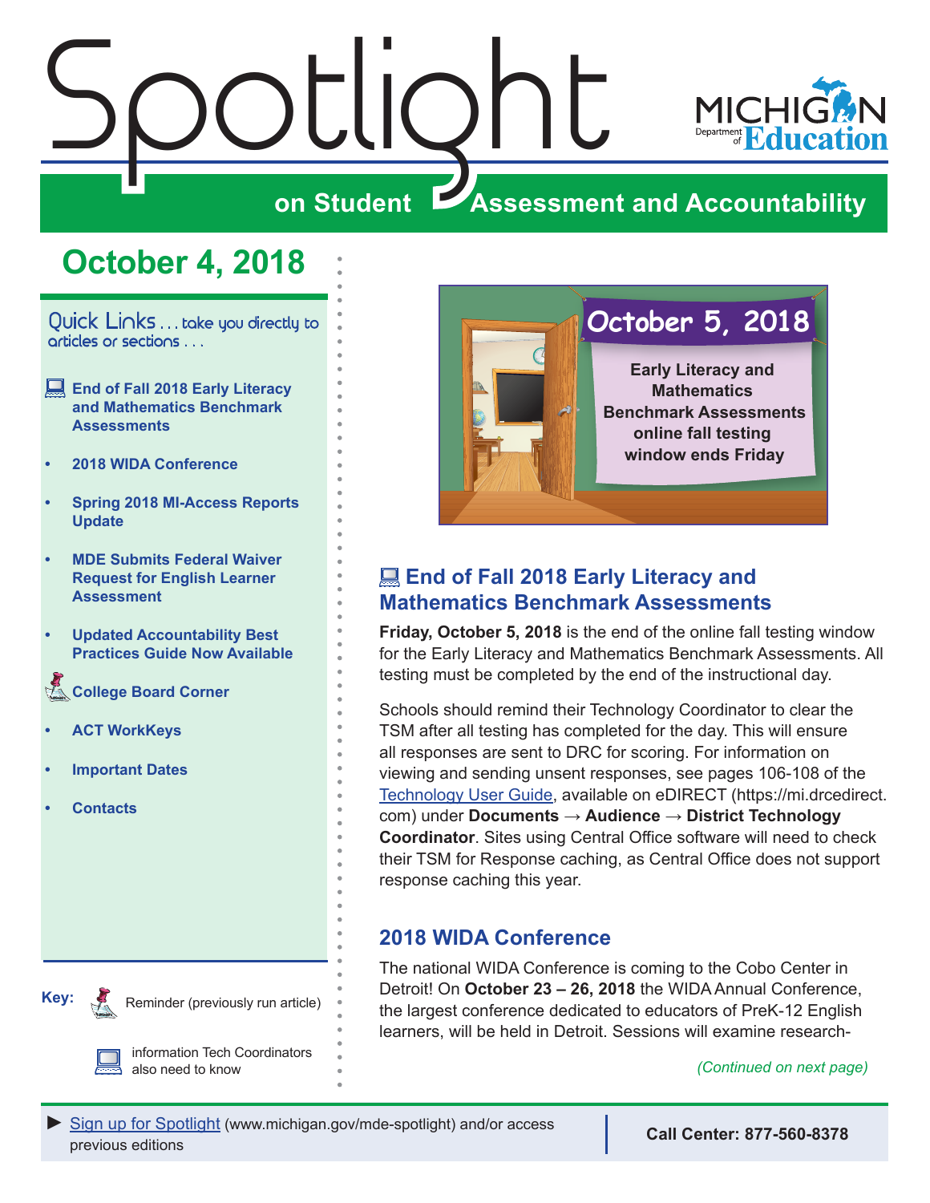# Spotlight on Student Assessment and Accountability

MICHIGAN Department of Education

## October 4, 2018

**Quick Links** . . . take you directly to articles or sections . . .

- End of Fall 2018 Early Literacy and Mathematics Benchmark Assessments
- 2018 WIDA Conference
- Spring 2018 MI-Access Reports Update
- MDE Submits Federal Waiver Request for English Learner Assessment
- Updated Accountability Best Practices Guide Now Available
- College Board Corner
- ACT WorkKeys
- Important Dates
- Contacts

**Key:**

Reminder (previously run article)

information Tech Coordinators also need to know

**October 5, 2018**

**Early Literacy and Mathematics Benchmark Assessments online fall testing window ends Friday**

## End of Fall 2018 Early Literacy and Mathematics Benchmark Assessments

**Friday, October 5, 2018** is the end of the online fall testing window for the Early Literacy and Mathematics Benchmark Assessments. All testing must be completed by the end of the instructional day.

Schools should remind their Technology Coordinator to clear the TSM after all testing has completed for the day. This will ensure all responses are sent to DRC for scoring. For information on viewing and sending unsent responses, see pages 106-108 of the Technology User Guide, available on eDIRECT (https://mi.drcedirect.com) under **Documents → Audience → District Technology Coordinator**. Sites using Central Office software will need to check their TSM for Response caching, as Central Office does not support response caching this year.

## 2018 WIDA Conference

The national WIDA Conference is coming to the Cobo Center in Detroit! On **October 23 – 26, 2018** the WIDA Annual Conference, the largest conference dedicated to educators of PreK-12 English learners, will be held in Detroit. Sessions will examine research-

*(Continued on next page)*

► Sign up for Spotlight (www.michigan.gov/mde-spotlight) and/or access previous editions

**Call Center: 877-560-8378**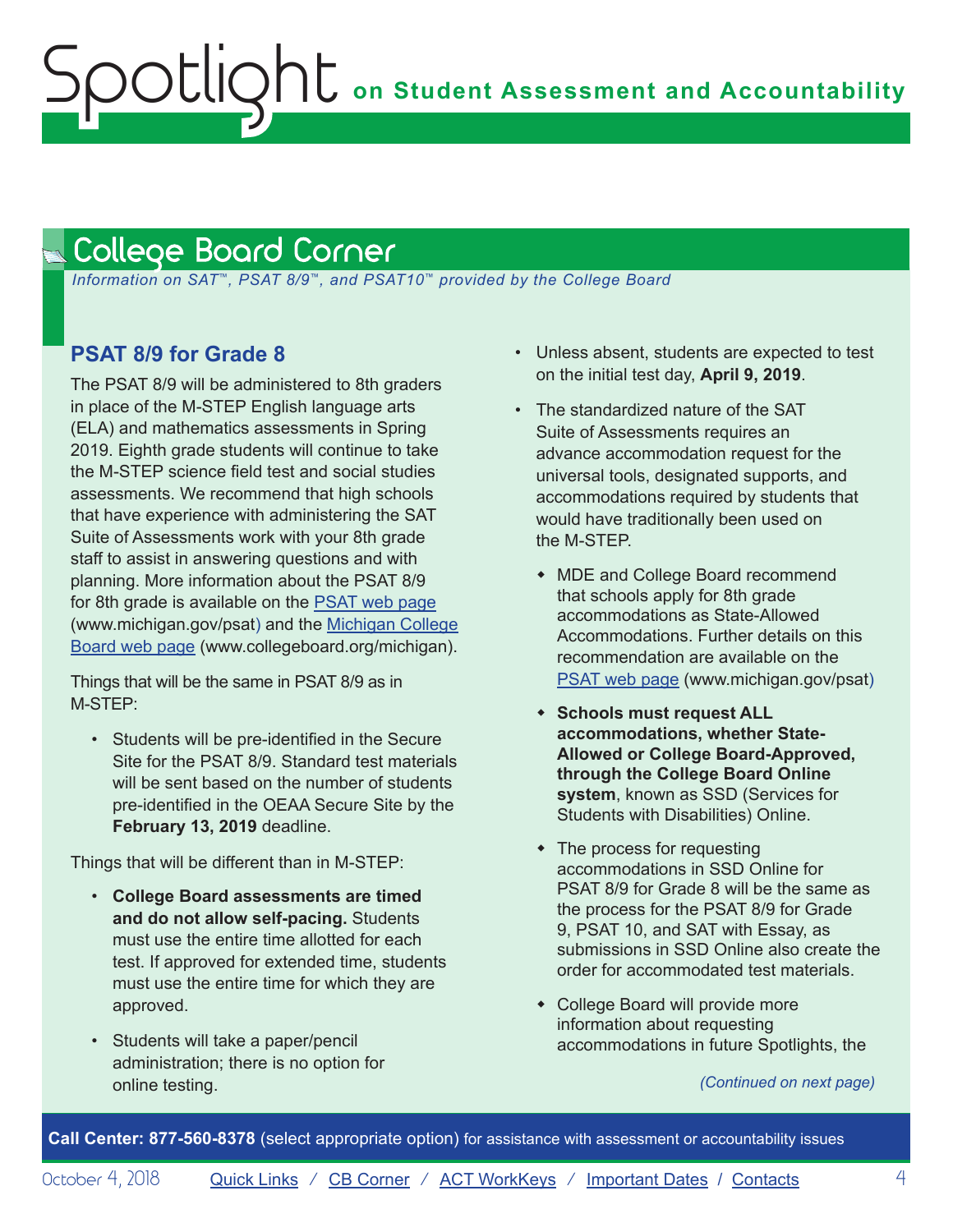## College Board Corner

*Information on SAT™, PSAT 8/9™, and PSAT10™ provided by the College Board*

### PSAT 8/9 for Grade 8

The PSAT 8/9 will be administered to 8th graders in place of the M-STEP English language arts (ELA) and mathematics assessments in Spring 2019. Eighth grade students will continue to take the M-STEP science field test and social studies assessments. We recommend that high schools that have experience with administering the SAT Suite of Assessments work with your 8th grade staff to assist in answering questions and with planning. More information about the PSAT 8/9 for 8th grade is available on the PSAT web page (www.michigan.gov/psat) and the Michigan College Board web page (www.collegeboard.org/michigan).

Things that will be the same in PSAT 8/9 as in M-STEP:

- Students will be pre-identified in the Secure Site for the PSAT 8/9. Standard test materials will be sent based on the number of students pre-identified in the OEAA Secure Site by the **February 13, 2019** deadline.

Things that will be different than in M-STEP:

- **College Board assessments are timed and do not allow self-pacing.** Students must use the entire time allotted for each test. If approved for extended time, students must use the entire time for which they are approved.
- Students will take a paper/pencil administration; there is no option for online testing.
- Unless absent, students are expected to test on the initial test day, **April 9, 2019**.
- The standardized nature of the SAT Suite of Assessments requires an advance accommodation request for the universal tools, designated supports, and accommodations required by students that would have traditionally been used on the M-STEP.
    - MDE and College Board recommend that schools apply for 8th grade accommodations as State-Allowed Accommodations. Further details on this recommendation are available on the PSAT web page (www.michigan.gov/psat)
    - **Schools must request ALL accommodations, whether State-Allowed or College Board-Approved, through the College Board Online system**, known as SSD (Services for Students with Disabilities) Online.
    - The process for requesting accommodations in SSD Online for PSAT 8/9 for Grade 8 will be the same as the process for the PSAT 8/9 for Grade 9, PSAT 10, and SAT with Essay, as submissions in SSD Online also create the order for accommodated test materials.
    - College Board will provide more information about requesting accommodations in future Spotlights, the

*(Continued on next page)*

**Call Center: 877-560-8378** (select appropriate option) for assistance with assessment or accountability issues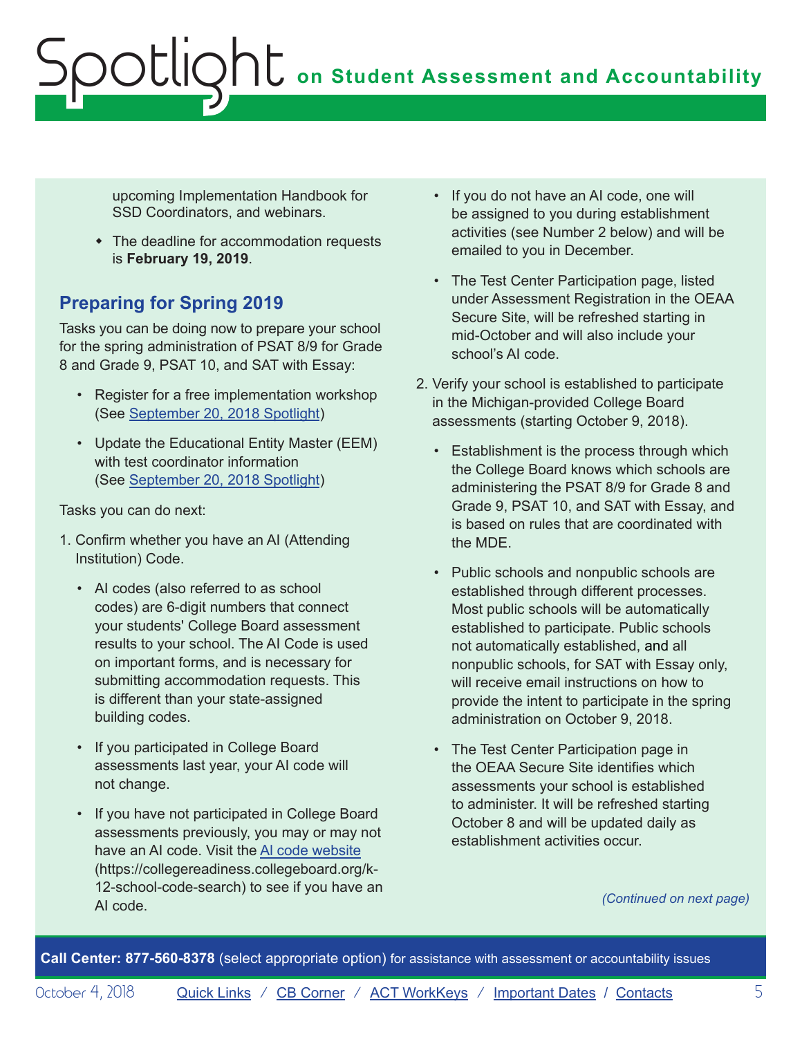upcoming Implementation Handbook for SSD Coordinators, and webinars.

- The deadline for accommodation requests is **February 19, 2019**.

## Preparing for Spring 2019

Tasks you can be doing now to prepare your school for the spring administration of PSAT 8/9 for Grade 8 and Grade 9, PSAT 10, and SAT with Essay:

- Register for a free implementation workshop (See [September 20, 2018 Spotlight](#))
- Update the Educational Entity Master (EEM) with test coordinator information (See [September 20, 2018 Spotlight](#))

Tasks you can do next:

1. Confirm whether you have an AI (Attending Institution) Code.
    - AI codes (also referred to as school codes) are 6-digit numbers that connect your students' College Board assessment results to your school. The AI Code is used on important forms, and is necessary for submitting accommodation requests. This is different than your state-assigned building codes.
    - If you participated in College Board assessments last year, your AI code will not change.
    - If you have not participated in College Board assessments previously, you may or may not have an AI code. Visit the [AI code website](https://collegereadiness.collegeboard.org/k-12-school-code-search) (https://collegereadiness.collegeboard.org/k-12-school-code-search) to see if you have an AI code.
    - If you do not have an AI code, one will be assigned to you during establishment activities (see Number 2 below) and will be emailed to you in December.
    - The Test Center Participation page, listed under Assessment Registration in the OEAA Secure Site, will be refreshed starting in mid-October and will also include your school's AI code.
2. Verify your school is established to participate in the Michigan-provided College Board assessments (starting October 9, 2018).
    - Establishment is the process through which the College Board knows which schools are administering the PSAT 8/9 for Grade 8 and Grade 9, PSAT 10, and SAT with Essay, and is based on rules that are coordinated with the MDE.
    - Public schools and nonpublic schools are established through different processes. Most public schools will be automatically established to participate. Public schools not automatically established, and all nonpublic schools, for SAT with Essay only, will receive email instructions on how to provide the intent to participate in the spring administration on October 9, 2018.
    - The Test Center Participation page in the OEAA Secure Site identifies which assessments your school is established to administer. It will be refreshed starting October 8 and will be updated daily as establishment activities occur.

*(Continued on next page)*

**Call Center: 877-560-8378** (select appropriate option) for assistance with assessment or accountability issues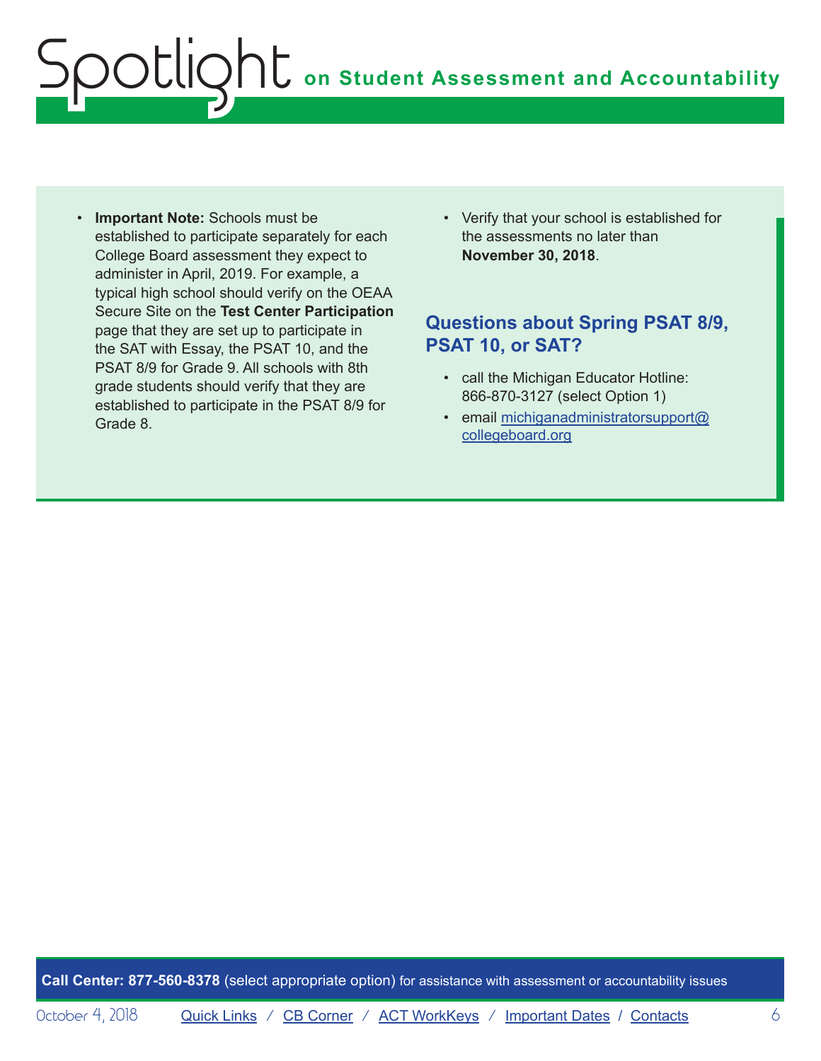- **Important Note:** Schools must be established to participate separately for each College Board assessment they expect to administer in April, 2019. For example, a typical high school should verify on the OEAA Secure Site on the **Test Center Participation** page that they are set up to participate in the SAT with Essay, the PSAT 10, and the PSAT 8/9 for Grade 9. All schools with 8th grade students should verify that they are established to participate in the PSAT 8/9 for Grade 8.
- Verify that your school is established for the assessments no later than **November 30, 2018**.

## Questions about Spring PSAT 8/9, PSAT 10, or SAT?

- call the Michigan Educator Hotline: 866-870-3127 (select Option 1)
- email michiganadministratorsupport@collegeboard.org

**Call Center: 877-560-8378** (select appropriate option) for assistance with assessment or accountability issues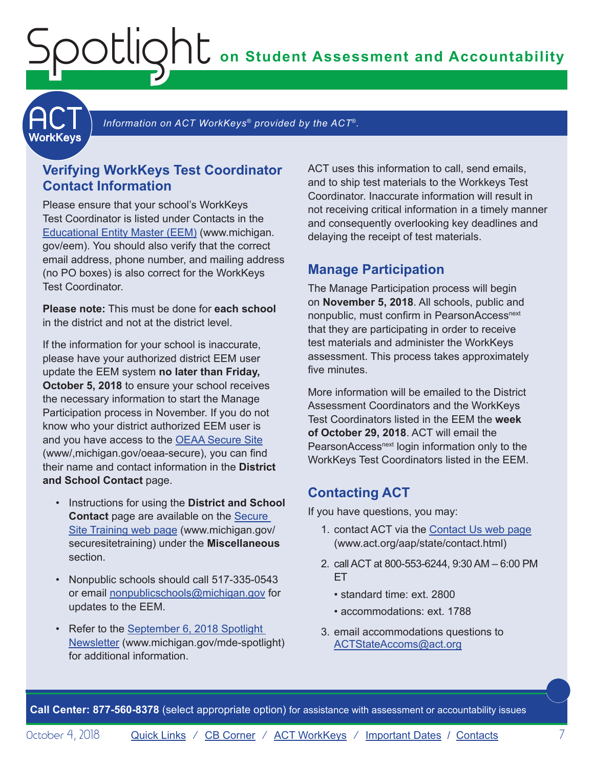*Information on ACT WorkKeys® provided by the ACT®.*

## Verifying WorkKeys Test Coordinator Contact Information

Please ensure that your school's WorkKeys Test Coordinator is listed under Contacts in the Educational Entity Master (EEM) (www.michigan.gov/eem). You should also verify that the correct email address, phone number, and mailing address (no PO boxes) is also correct for the WorkKeys Test Coordinator.

**Please note:** This must be done for **each school** in the district and not at the district level.

If the information for your school is inaccurate, please have your authorized district EEM user update the EEM system **no later than Friday, October 5, 2018** to ensure your school receives the necessary information to start the Manage Participation process in November. If you do not know who your district authorized EEM user is and you have access to the OEAA Secure Site (www/,michigan.gov/oeaa-secure), you can find their name and contact information in the **District and School Contact** page.

- Instructions for using the **District and School Contact** page are available on the Secure Site Training web page (www.michigan.gov/securesitetraining) under the **Miscellaneous** section.
- Nonpublic schools should call 517-335-0543 or email nonpublicschools@michigan.gov for updates to the EEM.
- Refer to the September 6, 2018 Spotlight Newsletter (www.michigan.gov/mde-spotlight) for additional information.

ACT uses this information to call, send emails, and to ship test materials to the Workkeys Test Coordinator. Inaccurate information will result in not receiving critical information in a timely manner and consequently overlooking key deadlines and delaying the receipt of test materials.

## Manage Participation

The Manage Participation process will begin on **November 5, 2018**. All schools, public and nonpublic, must confirm in PearsonAccess[next] that they are participating in order to receive test materials and administer the WorkKeys assessment. This process takes approximately five minutes.

More information will be emailed to the District Assessment Coordinators and the WorkKeys Test Coordinators listed in the EEM the **week of October 29, 2018**. ACT will email the PearsonAccess[next] login information only to the WorkKeys Test Coordinators listed in the EEM.

## Contacting ACT

If you have questions, you may:

1. contact ACT via the Contact Us web page (www.act.org/aap/state/contact.html)
2. call ACT at 800-553-6244, 9:30 AM – 6:00 PM ET
   - standard time: ext. 2800
   - accommodations: ext. 1788
3. email accommodations questions to ACTStateAccoms@act.org

**Call Center: 877-560-8378** (select appropriate option) for assistance with assessment or accountability issues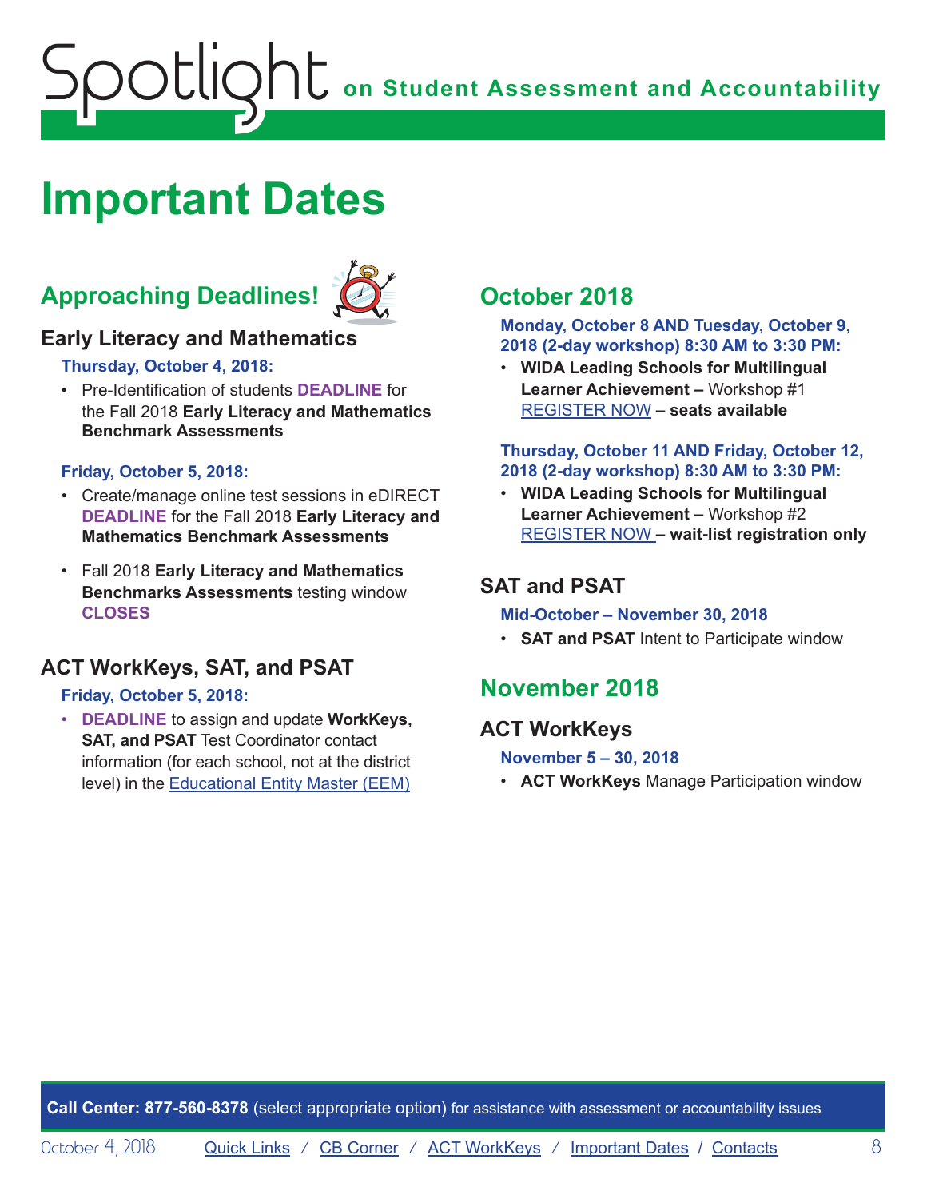# Important Dates

## Approaching Deadlines!

### Early Literacy and Mathematics

**Thursday, October 4, 2018:**

- Pre-Identification of students **DEADLINE** for the Fall 2018 **Early Literacy and Mathematics Benchmark Assessments**

**Friday, October 5, 2018:**

- Create/manage online test sessions in eDIRECT **DEADLINE** for the Fall 2018 **Early Literacy and Mathematics Benchmark Assessments**
- Fall 2018 **Early Literacy and Mathematics Benchmarks Assessments** testing window **CLOSES**

### ACT WorkKeys, SAT, and PSAT

**Friday, October 5, 2018:**

- **DEADLINE** to assign and update **WorkKeys, SAT, and PSAT** Test Coordinator contact information (for each school, not at the district level) in the Educational Entity Master (EEM)

## October 2018

**Monday, October 8 AND Tuesday, October 9, 2018 (2-day workshop) 8:30 AM to 3:30 PM:**

- **WIDA Leading Schools for Multilingual Learner Achievement –** Workshop #1 REGISTER NOW **– seats available**

**Thursday, October 11 AND Friday, October 12, 2018 (2-day workshop) 8:30 AM to 3:30 PM:**

- **WIDA Leading Schools for Multilingual Learner Achievement –** Workshop #2 REGISTER NOW **– wait-list registration only**

### SAT and PSAT

**Mid-October – November 30, 2018**

- **SAT and PSAT** Intent to Participate window

## November 2018

### ACT WorkKeys

**November 5 – 30, 2018**

- **ACT WorkKeys** Manage Participation window

**Call Center: 877-560-8378** (select appropriate option) for assistance with assessment or accountability issues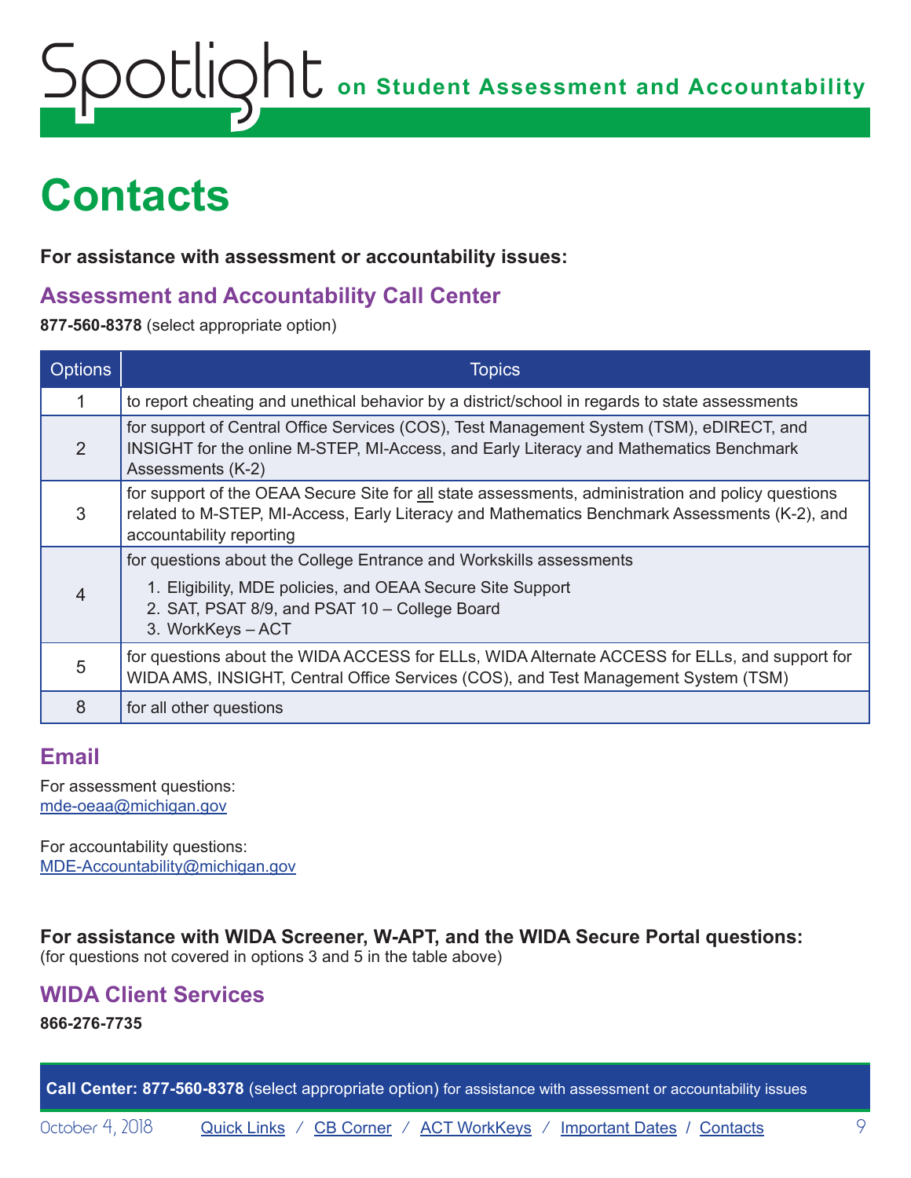# Contacts

**For assistance with assessment or accountability issues:**

## Assessment and Accountability Call Center

**877-560-8378** (select appropriate option)

| Options | Topics |
|---|---|
| 1 | to report cheating and unethical behavior by a district/school in regards to state assessments |
| 2 | for support of Central Office Services (COS), Test Management System (TSM), eDIRECT, and INSIGHT for the online M-STEP, MI-Access, and Early Literacy and Mathematics Benchmark Assessments (K-2) |
| 3 | for support of the OEAA Secure Site for all state assessments, administration and policy questions related to M-STEP, MI-Access, Early Literacy and Mathematics Benchmark Assessments (K-2), and accountability reporting |
| 4 | for questions about the College Entrance and Workskills assessments<br>1. Eligibility, MDE policies, and OEAA Secure Site Support<br>2. SAT, PSAT 8/9, and PSAT 10 – College Board<br>3. WorkKeys – ACT |
| 5 | for questions about the WIDA ACCESS for ELLs, WIDA Alternate ACCESS for ELLs, and support for WIDA AMS, INSIGHT, Central Office Services (COS), and Test Management System (TSM) |
| 8 | for all other questions |

## Email

For assessment questions:
mde-oeaa@michigan.gov

For accountability questions:
MDE-Accountability@michigan.gov

**For assistance with WIDA Screener, W-APT, and the WIDA Secure Portal questions:**
(for questions not covered in options 3 and 5 in the table above)

## WIDA Client Services

**866-276-7735**

**Call Center: 877-560-8378** (select appropriate option) for assistance with assessment or accountability issues